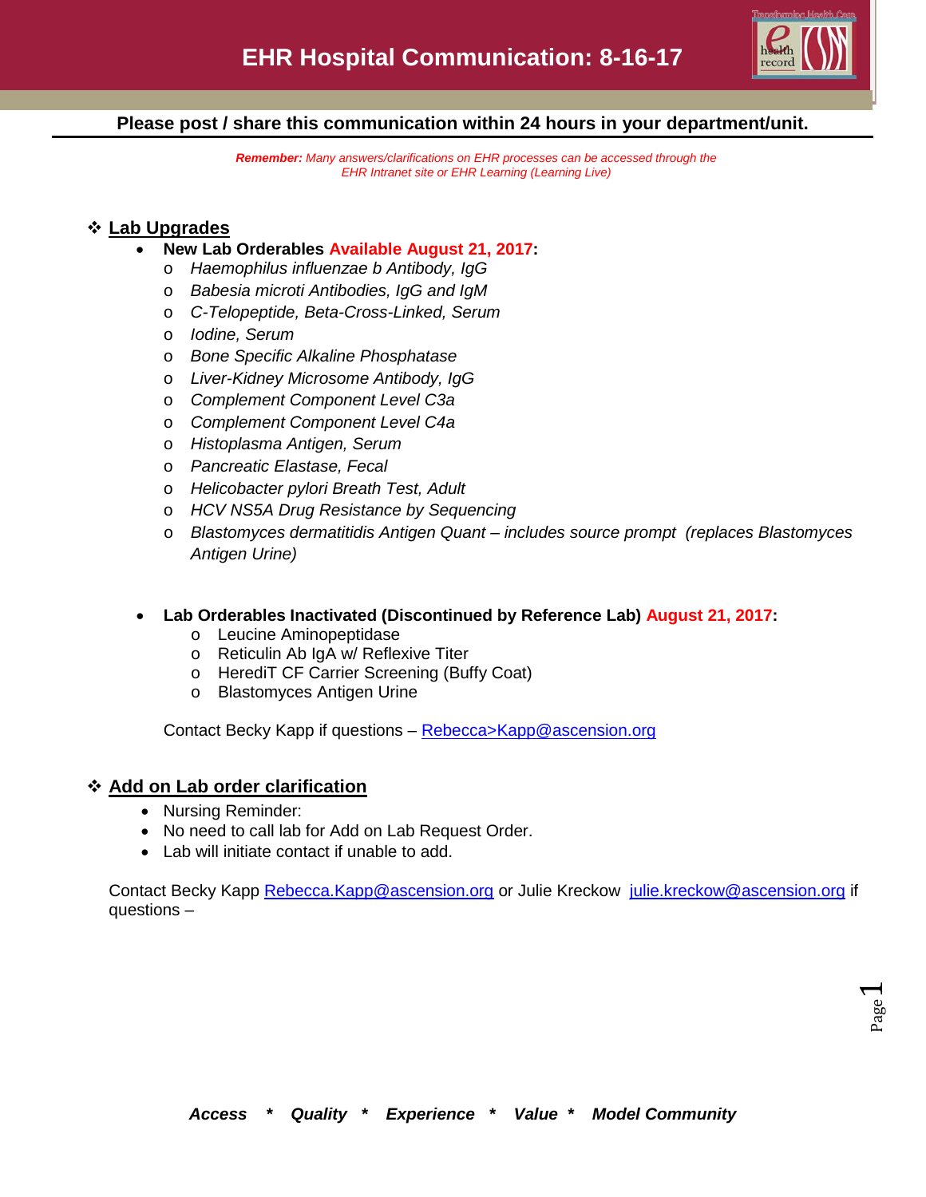# EHR Hospital Communication: 8-16-17

**Please post / share this communication within 24 hours in your department/unit.**

***Remember:*** *Many answers/clarifications on EHR processes can be accessed through the EHR Intranet site or EHR Learning (Learning Live)*

## ❖ Lab Upgrades

- **New Lab Orderables Available August 21, 2017:**
  - *Haemophilus influenzae b Antibody, IgG*
  - *Babesia microti Antibodies, IgG and IgM*
  - *C-Telopeptide, Beta-Cross-Linked, Serum*
  - *Iodine, Serum*
  - *Bone Specific Alkaline Phosphatase*
  - *Liver-Kidney Microsome Antibody, IgG*
  - *Complement Component Level C3a*
  - *Complement Component Level C4a*
  - *Histoplasma Antigen, Serum*
  - *Pancreatic Elastase, Fecal*
  - *Helicobacter pylori Breath Test, Adult*
  - *HCV NS5A Drug Resistance by Sequencing*
  - *Blastomyces dermatitidis Antigen Quant – includes source prompt (replaces Blastomyces Antigen Urine)*

- **Lab Orderables Inactivated (Discontinued by Reference Lab) August 21, 2017:**
  - Leucine Aminopeptidase
  - Reticulin Ab IgA w/ Reflexive Titer
  - HerediT CF Carrier Screening (Buffy Coat)
  - Blastomyces Antigen Urine

  Contact Becky Kapp if questions – Rebecca>Kapp@ascension.org

## ❖ Add on Lab order clarification

- Nursing Reminder:
- No need to call lab for Add on Lab Request Order.
- Lab will initiate contact if unable to add.

Contact Becky Kapp Rebecca.Kapp@ascension.org or Julie Kreckow julie.kreckow@ascension.org if questions –

***Access \* Quality \* Experience \* Value \* Model Community***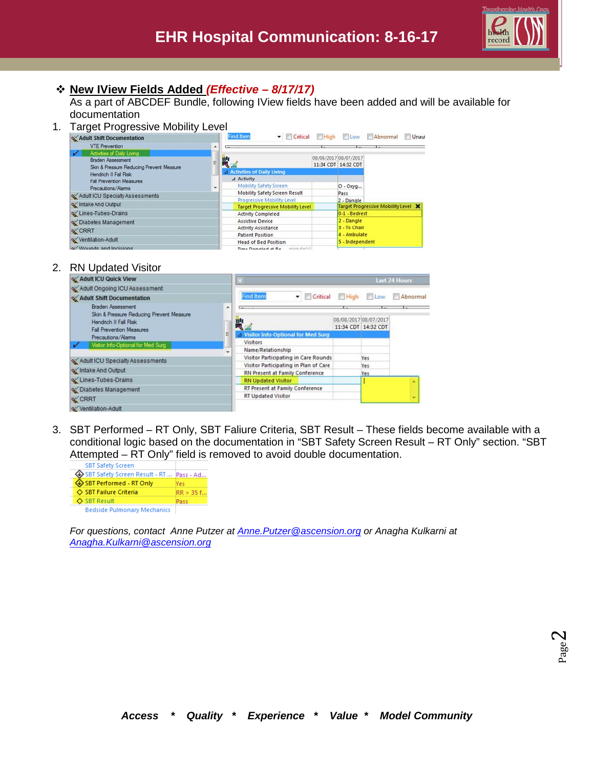# EHR Hospital Communication: 8-16-17

- **New IView Fields Added** ***(Effective – 8/17/17)***

  As a part of ABCDEF Bundle, following IView fields have been added and will be available for documentation

1. Target Progressive Mobility Level

2. RN Updated Visitor

3. SBT Performed – RT Only, SBT Faliure Criteria, SBT Result – These fields become available with a conditional logic based on the documentation in "SBT Safety Screen Result – RT Only" section. "SBT Attempted – RT Only" field is removed to avoid double documentation.

*For questions, contact Anne Putzer at [Anne.Putzer@ascension.org](mailto:Anne.Putzer@ascension.org) or Anagha Kulkarni at [Anagha.Kulkarni@ascension.org](mailto:Anagha.Kulkarni@ascension.org)*

***Access * Quality * Experience * Value * Model Community***